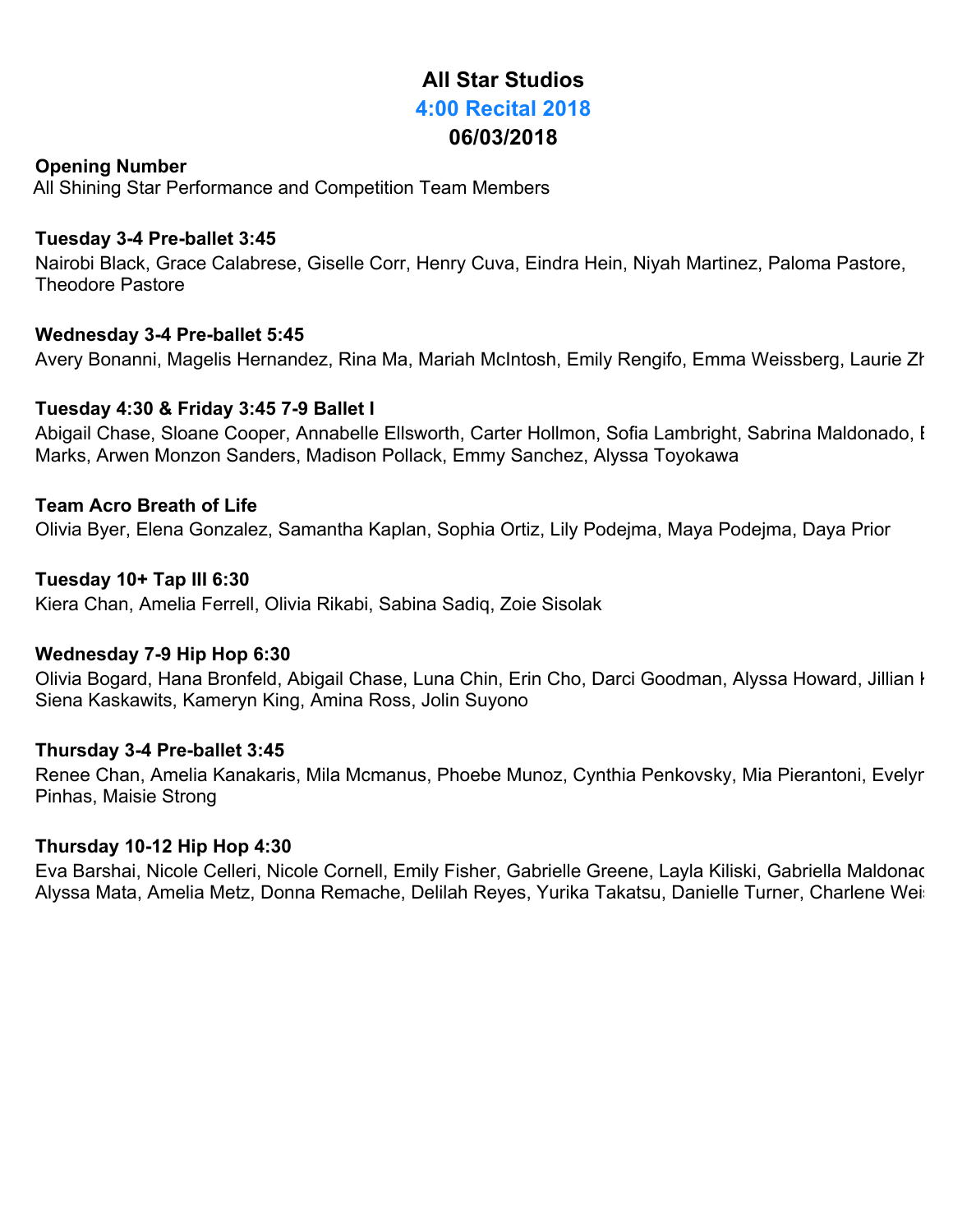# All Star Studios

## 4:00 Recital 2018

## 06/03/2018

**Opening Number**
All Shining Star Performance and Competition Team Members

**Tuesday 3-4 Pre-ballet 3:45**
Nairobi Black, Grace Calabrese, Giselle Corr, Henry Cuva, Eindra Hein, Niyah Martinez, Paloma Pastore, Theodore Pastore

**Wednesday 3-4 Pre-ballet 5:45**
Avery Bonanni, Magelis Hernandez, Rina Ma, Mariah McIntosh, Emily Rengifo, Emma Weissberg, Laurie Zh

**Tuesday 4:30 & Friday 3:45 7-9 Ballet I**
Abigail Chase, Sloane Cooper, Annabelle Ellsworth, Carter Hollmon, Sofia Lambright, Sabrina Maldonado, E Marks, Arwen Monzon Sanders, Madison Pollack, Emmy Sanchez, Alyssa Toyokawa

**Team Acro Breath of Life**
Olivia Byer, Elena Gonzalez, Samantha Kaplan, Sophia Ortiz, Lily Podejma, Maya Podejma, Daya Prior

**Tuesday 10+ Tap III 6:30**
Kiera Chan, Amelia Ferrell, Olivia Rikabi, Sabina Sadiq, Zoie Sisolak

**Wednesday 7-9 Hip Hop 6:30**
Olivia Bogard, Hana Bronfeld, Abigail Chase, Luna Chin, Erin Cho, Darci Goodman, Alyssa Howard, Jillian K Siena Kaskawits, Kameryn King, Amina Ross, Jolin Suyono

**Thursday 3-4 Pre-ballet 3:45**
Renee Chan, Amelia Kanakaris, Mila Mcmanus, Phoebe Munoz, Cynthia Penkovsky, Mia Pierantoni, Evelyn Pinhas, Maisie Strong

**Thursday 10-12 Hip Hop 4:30**
Eva Barshai, Nicole Celleri, Nicole Cornell, Emily Fisher, Gabrielle Greene, Layla Kiliski, Gabriella Maldonad Alyssa Mata, Amelia Metz, Donna Remache, Delilah Reyes, Yurika Takatsu, Danielle Turner, Charlene Weis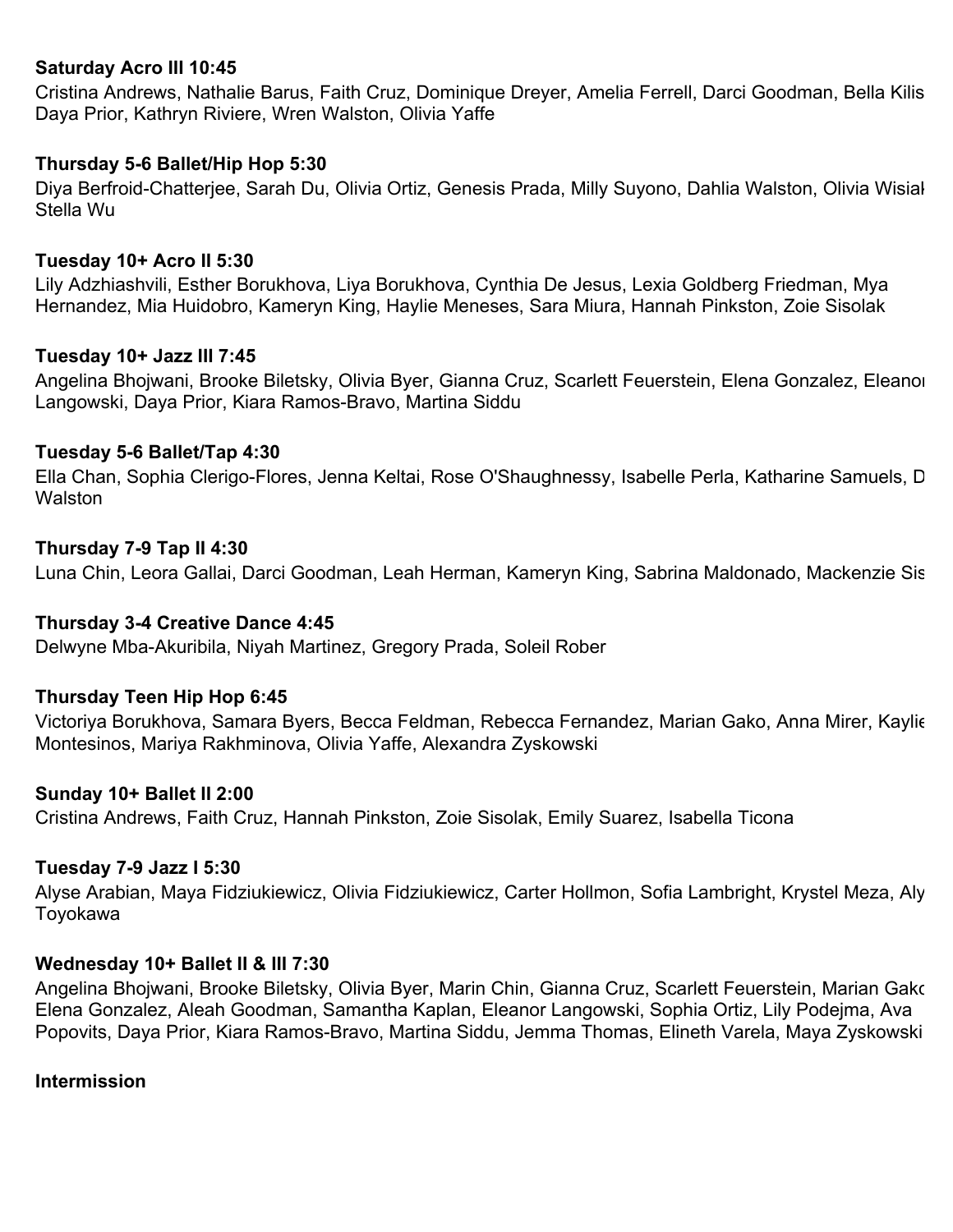**Saturday Acro III 10:45**

Cristina Andrews, Nathalie Barus, Faith Cruz, Dominique Dreyer, Amelia Ferrell, Darci Goodman, Bella Kilis Daya Prior, Kathryn Riviere, Wren Walston, Olivia Yaffe

**Thursday 5-6 Ballet/Hip Hop 5:30**

Diya Berfroid-Chatterjee, Sarah Du, Olivia Ortiz, Genesis Prada, Milly Suyono, Dahlia Walston, Olivia Wisiak Stella Wu

**Tuesday 10+ Acro II 5:30**

Lily Adzhiashvili, Esther Borukhova, Liya Borukhova, Cynthia De Jesus, Lexia Goldberg Friedman, Mya Hernandez, Mia Huidobro, Kameryn King, Haylie Meneses, Sara Miura, Hannah Pinkston, Zoie Sisolak

**Tuesday 10+ Jazz III 7:45**

Angelina Bhojwani, Brooke Biletsky, Olivia Byer, Gianna Cruz, Scarlett Feuerstein, Elena Gonzalez, Eleanor Langowski, Daya Prior, Kiara Ramos-Bravo, Martina Siddu

**Tuesday 5-6 Ballet/Tap 4:30**

Ella Chan, Sophia Clerigo-Flores, Jenna Keltai, Rose O'Shaughnessy, Isabelle Perla, Katharine Samuels, D Walston

**Thursday 7-9 Tap II 4:30**

Luna Chin, Leora Gallai, Darci Goodman, Leah Herman, Kameryn King, Sabrina Maldonado, Mackenzie Sis

**Thursday 3-4 Creative Dance 4:45**

Delwyne Mba-Akuribila, Niyah Martinez, Gregory Prada, Soleil Rober

**Thursday Teen Hip Hop 6:45**

Victoriya Borukhova, Samara Byers, Becca Feldman, Rebecca Fernandez, Marian Gako, Anna Mirer, Kaylie Montesinos, Mariya Rakhminova, Olivia Yaffe, Alexandra Zyskowski

**Sunday 10+ Ballet II 2:00**

Cristina Andrews, Faith Cruz, Hannah Pinkston, Zoie Sisolak, Emily Suarez, Isabella Ticona

**Tuesday 7-9 Jazz I 5:30**

Alyse Arabian, Maya Fidziukiewicz, Olivia Fidziukiewicz, Carter Hollmon, Sofia Lambright, Krystel Meza, Aly Toyokawa

**Wednesday 10+ Ballet II & III 7:30**

Angelina Bhojwani, Brooke Biletsky, Olivia Byer, Marin Chin, Gianna Cruz, Scarlett Feuerstein, Marian Gako Elena Gonzalez, Aleah Goodman, Samantha Kaplan, Eleanor Langowski, Sophia Ortiz, Lily Podejma, Ava Popovits, Daya Prior, Kiara Ramos-Bravo, Martina Siddu, Jemma Thomas, Elineth Varela, Maya Zyskowski

**Intermission**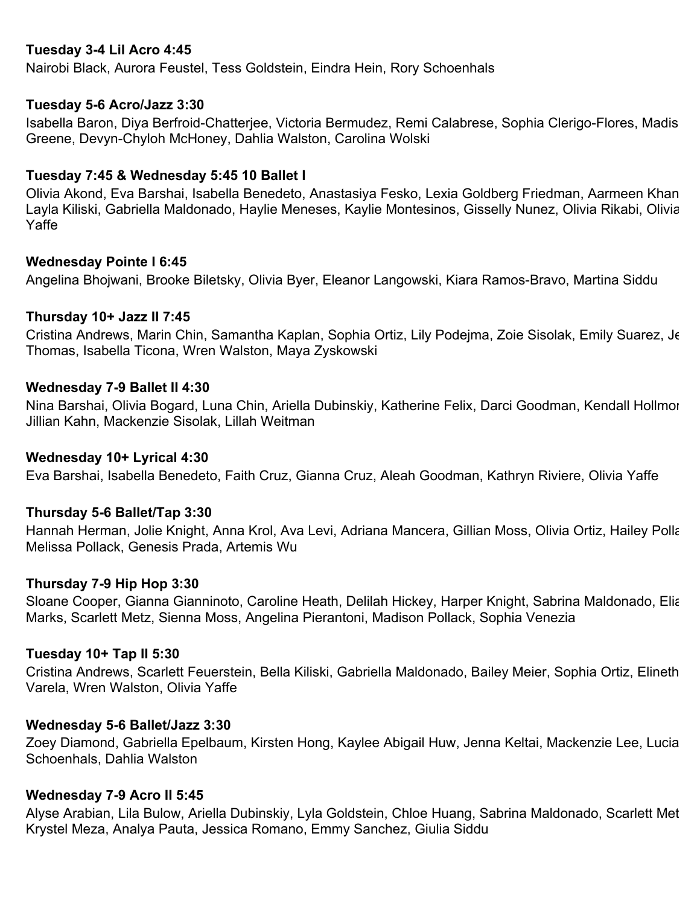**Tuesday 3-4 Lil Acro 4:45**

Nairobi Black, Aurora Feustel, Tess Goldstein, Eindra Hein, Rory Schoenhals

**Tuesday 5-6 Acro/Jazz 3:30**

Isabella Baron, Diya Berfroid-Chatterjee, Victoria Bermudez, Remi Calabrese, Sophia Clerigo-Flores, Madis Greene, Devyn-Chyloh McHoney, Dahlia Walston, Carolina Wolski

**Tuesday 7:45 & Wednesday 5:45 10 Ballet I**

Olivia Akond, Eva Barshai, Isabella Benedeto, Anastasiya Fesko, Lexia Goldberg Friedman, Aarmeen Khan Layla Kiliski, Gabriella Maldonado, Haylie Meneses, Kaylie Montesinos, Gisselly Nunez, Olivia Rikabi, Olivia Yaffe

**Wednesday Pointe I 6:45**

Angelina Bhojwani, Brooke Biletsky, Olivia Byer, Eleanor Langowski, Kiara Ramos-Bravo, Martina Siddu

**Thursday 10+ Jazz II 7:45**

Cristina Andrews, Marin Chin, Samantha Kaplan, Sophia Ortiz, Lily Podejma, Zoie Sisolak, Emily Suarez, Je Thomas, Isabella Ticona, Wren Walston, Maya Zyskowski

**Wednesday 7-9 Ballet II 4:30**

Nina Barshai, Olivia Bogard, Luna Chin, Ariella Dubinskiy, Katherine Felix, Darci Goodman, Kendall Hollmor Jillian Kahn, Mackenzie Sisolak, Lillah Weitman

**Wednesday 10+ Lyrical 4:30**

Eva Barshai, Isabella Benedeto, Faith Cruz, Gianna Cruz, Aleah Goodman, Kathryn Riviere, Olivia Yaffe

**Thursday 5-6 Ballet/Tap 3:30**

Hannah Herman, Jolie Knight, Anna Krol, Ava Levi, Adriana Mancera, Gillian Moss, Olivia Ortiz, Hailey Polla Melissa Pollack, Genesis Prada, Artemis Wu

**Thursday 7-9 Hip Hop 3:30**

Sloane Cooper, Gianna Gianninoto, Caroline Heath, Delilah Hickey, Harper Knight, Sabrina Maldonado, Elia Marks, Scarlett Metz, Sienna Moss, Angelina Pierantoni, Madison Pollack, Sophia Venezia

**Tuesday 10+ Tap II 5:30**

Cristina Andrews, Scarlett Feuerstein, Bella Kiliski, Gabriella Maldonado, Bailey Meier, Sophia Ortiz, Elineth Varela, Wren Walston, Olivia Yaffe

**Wednesday 5-6 Ballet/Jazz 3:30**

Zoey Diamond, Gabriella Epelbaum, Kirsten Hong, Kaylee Abigail Huw, Jenna Keltai, Mackenzie Lee, Lucia Schoenhals, Dahlia Walston

**Wednesday 7-9 Acro II 5:45**

Alyse Arabian, Lila Bulow, Ariella Dubinskiy, Lyla Goldstein, Chloe Huang, Sabrina Maldonado, Scarlett Met Krystel Meza, Analya Pauta, Jessica Romano, Emmy Sanchez, Giulia Siddu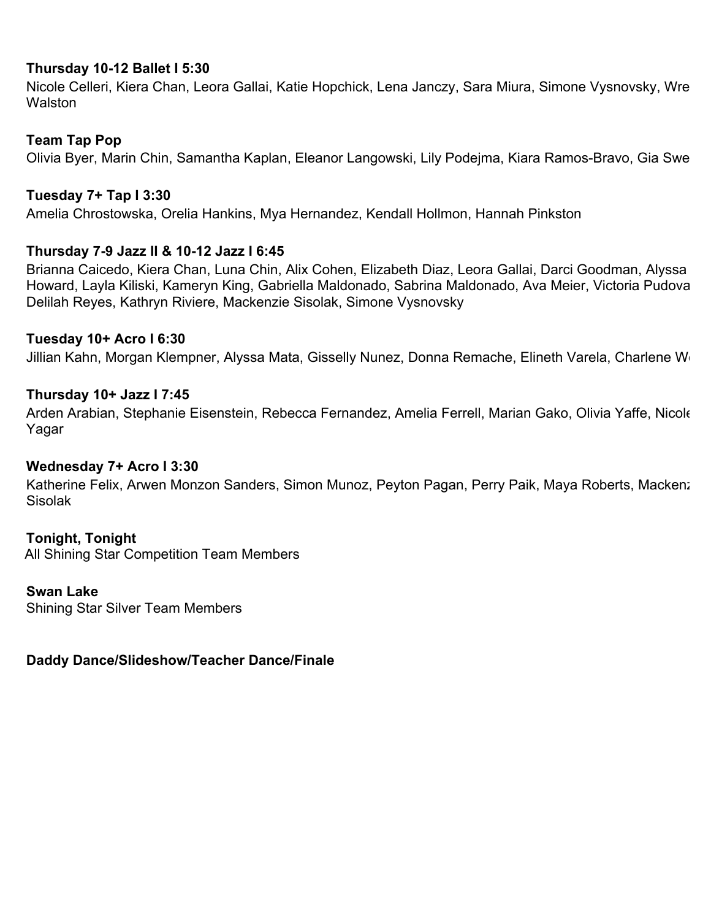**Thursday 10-12 Ballet I 5:30**

Nicole Celleri, Kiera Chan, Leora Gallai, Katie Hopchick, Lena Janczy, Sara Miura, Simone Vysnovsky, Wre Walston

**Team Tap Pop**

Olivia Byer, Marin Chin, Samantha Kaplan, Eleanor Langowski, Lily Podejma, Kiara Ramos-Bravo, Gia Swe

**Tuesday 7+ Tap I 3:30**

Amelia Chrostowska, Orelia Hankins, Mya Hernandez, Kendall Hollmon, Hannah Pinkston

**Thursday 7-9 Jazz II & 10-12 Jazz I 6:45**

Brianna Caicedo, Kiera Chan, Luna Chin, Alix Cohen, Elizabeth Diaz, Leora Gallai, Darci Goodman, Alyssa Howard, Layla Kiliski, Kameryn King, Gabriella Maldonado, Sabrina Maldonado, Ava Meier, Victoria Pudova Delilah Reyes, Kathryn Riviere, Mackenzie Sisolak, Simone Vysnovsky

**Tuesday 10+ Acro I 6:30**

Jillian Kahn, Morgan Klempner, Alyssa Mata, Gisselly Nunez, Donna Remache, Elineth Varela, Charlene W

**Thursday 10+ Jazz I 7:45**

Arden Arabian, Stephanie Eisenstein, Rebecca Fernandez, Amelia Ferrell, Marian Gako, Olivia Yaffe, Nicole Yagar

**Wednesday 7+ Acro I 3:30**

Katherine Felix, Arwen Monzon Sanders, Simon Munoz, Peyton Pagan, Perry Paik, Maya Roberts, Mackenz Sisolak

**Tonight, Tonight**

All Shining Star Competition Team Members

**Swan Lake**

Shining Star Silver Team Members

**Daddy Dance/Slideshow/Teacher Dance/Finale**